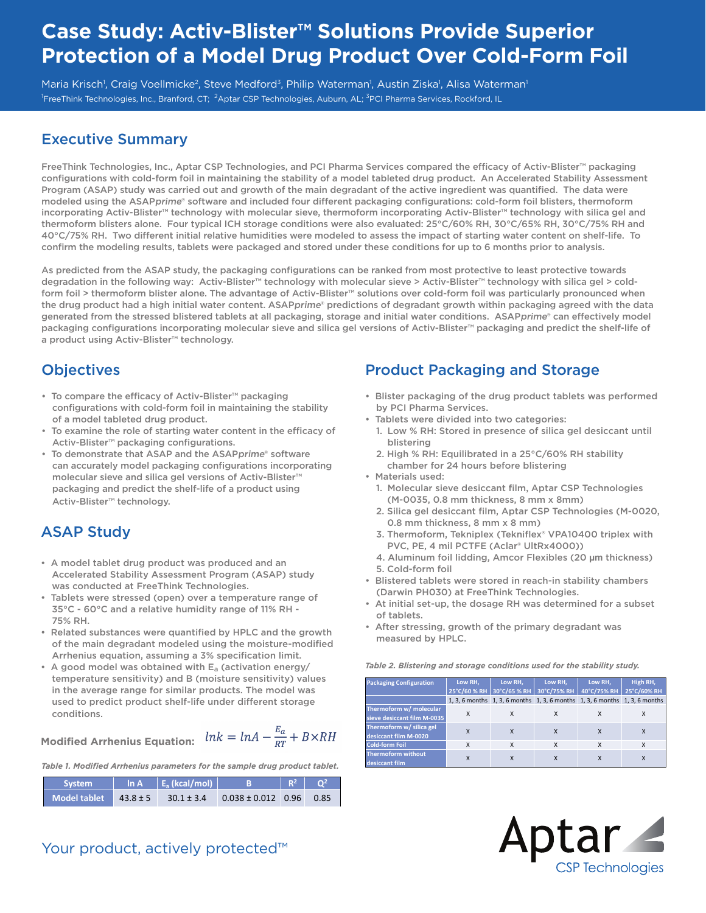# Case Study: Activ-Blister™ Solutions Provide Superior Protection of a Model Drug Product Over Cold-Form Foil

Maria Krisch[1], Craig Voellmicke[2], Steve Medford[3], Philip Waterman[1], Austin Ziska[1], Alisa Waterman[1]

[1]FreeThink Technologies, Inc., Branford, CT; [2]Aptar CSP Technologies, Auburn, AL; [3]PCI Pharma Services, Rockford, IL

## Executive Summary

FreeThink Technologies, Inc., Aptar CSP Technologies, and PCI Pharma Services compared the efficacy of Activ-Blister™ packaging configurations with cold-form foil in maintaining the stability of a model tableted drug product. An Accelerated Stability Assessment Program (ASAP) study was carried out and growth of the main degradant of the active ingredient was quantified. The data were modeled using the ASAP*prime*® software and included four different packaging configurations: cold-form foil blisters, thermoform incorporating Activ-Blister™ technology with molecular sieve, thermoform incorporating Activ-Blister™ technology with silica gel and thermoform blisters alone. Four typical ICH storage conditions were also evaluated: 25°C/60% RH, 30°C/65% RH, 30°C/75% RH and 40°C/75% RH. Two different initial relative humidities were modeled to assess the impact of starting water content on shelf-life. To confirm the modeling results, tablets were packaged and stored under these conditions for up to 6 months prior to analysis.

As predicted from the ASAP study, the packaging configurations can be ranked from most protective to least protective towards degradation in the following way: Activ-Blister™ technology with molecular sieve > Activ-Blister™ technology with silica gel > cold-form foil > thermoform blister alone. The advantage of Activ-Blister™ solutions over cold-form foil was particularly pronounced when the drug product had a high initial water content. ASAP*prime*® predictions of degradant growth within packaging agreed with the data generated from the stressed blistered tablets at all packaging, storage and initial water conditions. ASAP*prime*® can effectively model packaging configurations incorporating molecular sieve and silica gel versions of Activ-Blister™ packaging and predict the shelf-life of a product using Activ-Blister™ technology.

## Objectives

- To compare the efficacy of Activ-Blister™ packaging configurations with cold-form foil in maintaining the stability of a model tableted drug product.
- To examine the role of starting water content in the efficacy of Activ-Blister™ packaging configurations.
- To demonstrate that ASAP and the ASAP*prime*® software can accurately model packaging configurations incorporating molecular sieve and silica gel versions of Activ-Blister™ packaging and predict the shelf-life of a product using Activ-Blister™ technology.

## ASAP Study

- A model tablet drug product was produced and an Accelerated Stability Assessment Program (ASAP) study was conducted at FreeThink Technologies.
- Tablets were stressed (open) over a temperature range of 35°C - 60°C and a relative humidity range of 11% RH - 75% RH.
- Related substances were quantified by HPLC and the growth of the main degradant modeled using the moisture-modified Arrhenius equation, assuming a 3% specification limit.
- A good model was obtained with $E_a$ (activation energy/ temperature sensitivity) and B (moisture sensitivity) values in the average range for similar products. The model was used to predict product shelf-life under different storage conditions.

**Modified Arrhenius Equation:** $$\ln k = \ln A - \frac{E_a}{RT} + B \times RH$$

*Table 1. Modified Arrhenius parameters for the sample drug product tablet.*

| System | ln A | $E_a$ (kcal/mol) | B | $R^2$ | $Q^2$ |
|---|---|---|---|---|---|
| Model tablet | 43.8 ± 5 | 30.1 ± 3.4 | 0.038 ± 0.012 | 0.96 | 0.85 |

## Product Packaging and Storage

- Blister packaging of the drug product tablets was performed by PCI Pharma Services.
- Tablets were divided into two categories:
  1. Low % RH: Stored in presence of silica gel desiccant until blistering
  2. High % RH: Equilibrated in a 25°C/60% RH stability chamber for 24 hours before blistering
- Materials used:
  1. Molecular sieve desiccant film, Aptar CSP Technologies (M-0035, 0.8 mm thickness, 8 mm x 8mm)
  2. Silica gel desiccant film, Aptar CSP Technologies (M-0020, 0.8 mm thickness, 8 mm x 8 mm)
  3. Thermoform, Tekniplex (Tekniflex® VPA10400 triplex with PVC, PE, 4 mil PCTFE (Aclar® UltRx4000))
  4. Aluminum foil lidding, Amcor Flexibles (20 µm thickness)
  5. Cold-form foil
- Blistered tablets were stored in reach-in stability chambers (Darwin PH030) at FreeThink Technologies.
- At initial set-up, the dosage RH was determined for a subset of tablets.
- After stressing, growth of the primary degradant was measured by HPLC.

*Table 2. Blistering and storage conditions used for the stability study.*

| Packaging Configuration | Low RH, 25°C/60 % RH | Low RH, 30°C/65 % RH | Low RH, 30°C/75% RH | Low RH, 40°C/75% RH | High RH, 25°C/60% RH |
|---|---|---|---|---|---|
| | 1, 3, 6 months | 1, 3, 6 months | 1, 3, 6 months | 1, 3, 6 months | 1, 3, 6 months |
| Thermoform w/ molecular sieve desiccant film M-0035 | x | x | x | x | x |
| Thermoform w/ silica gel desiccant film M-0020 | x | x | x | x | x |
| Cold-form Foil | x | x | x | x | x |
| Thermoform without desiccant film | x | x | x | x | x |

Your product, actively protected™

Aptar CSP Technologies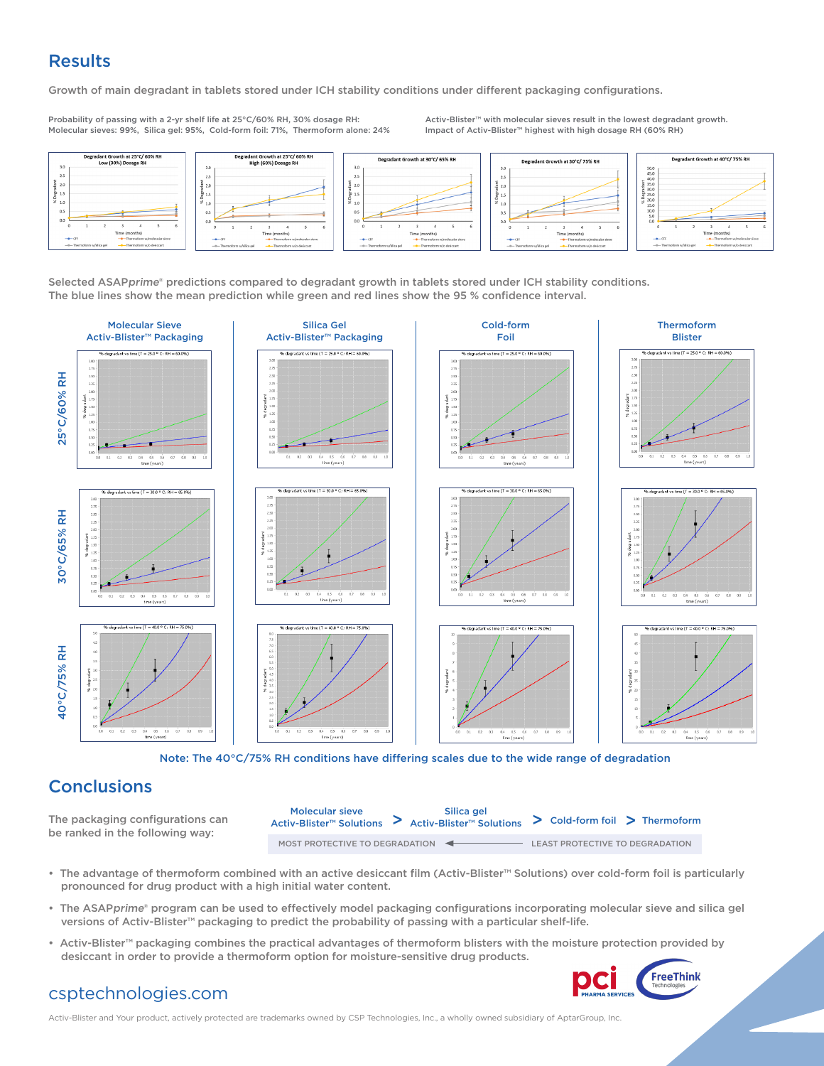## Results

Growth of main degradant in tablets stored under ICH stability conditions under different packaging configurations.

Probability of passing with a 2-yr shelf life at 25°C/60% RH, 30% dosage RH:
Molecular sieves: 99%, Silica gel: 95%, Cold-form foil: 71%, Thermoform alone: 24%

Activ-Blister™ with molecular sieves result in the lowest degradant growth.
Impact of Activ-Blister™ highest with high dosage RH (60% RH)

Degradant Growth at 25°C/ 60% RH Low (30%) Dosage RH

Degradant Growth at 25°C/ 60% RH High (60%) Dosage RH

Degradant Growth at 30°C/ 65% RH

Degradant Growth at 30°C/ 75% RH

Degradant Growth at 40°C/ 75% RH

Time (months)

% Degradant

CFF — Thermoform w/molecular sieve — Thermoform w/silica gel — Thermoform w/o desiccant

Selected ASAP*prime*® predictions compared to degradant growth in tablets stored under ICH stability conditions.
The blue lines show the mean prediction while green and red lines show the 95 % confidence interval.

Molecular Sieve Activ-Blister™ Packaging | Silica Gel Activ-Blister™ Packaging | Cold-form Foil | Thermoform Blister

25°C/60% RH

30°C/65% RH

40°C/75% RH

% degradant vs time (T = 25.0 ° C; RH = 60.0%)

% degradant vs time (T = 30.0 ° C; RH = 65.0%)

% degradant vs time (T = 40.0 ° C; RH = 75.0%)

time (years)

% degradant

Note: The 40°C/75% RH conditions have differing scales due to the wide range of degradation

## Conclusions

The packaging configurations can be ranked in the following way:

Molecular sieve Activ-Blister™ Solutions > Silica gel Activ-Blister™ Solutions > Cold-form foil > Thermoform

MOST PROTECTIVE TO DEGRADATION ← LEAST PROTECTIVE TO DEGRADATION

- The advantage of thermoform combined with an active desiccant film (Activ-Blister™ Solutions) over cold-form foil is particularly pronounced for drug product with a high initial water content.
- The ASAP*prime*® program can be used to effectively model packaging configurations incorporating molecular sieve and silica gel versions of Activ-Blister™ packaging to predict the probability of passing with a particular shelf-life.
- Activ-Blister™ packaging combines the practical advantages of thermoform blisters with the moisture protection provided by desiccant in order to provide a thermoform option for moisture-sensitive drug products.

csptechnologies.com

pci PHARMA SERVICES

FreeThink Technologies

Activ-Blister and Your product, actively protected are trademarks owned by CSP Technologies, Inc., a wholly owned subsidiary of AptarGroup, Inc.